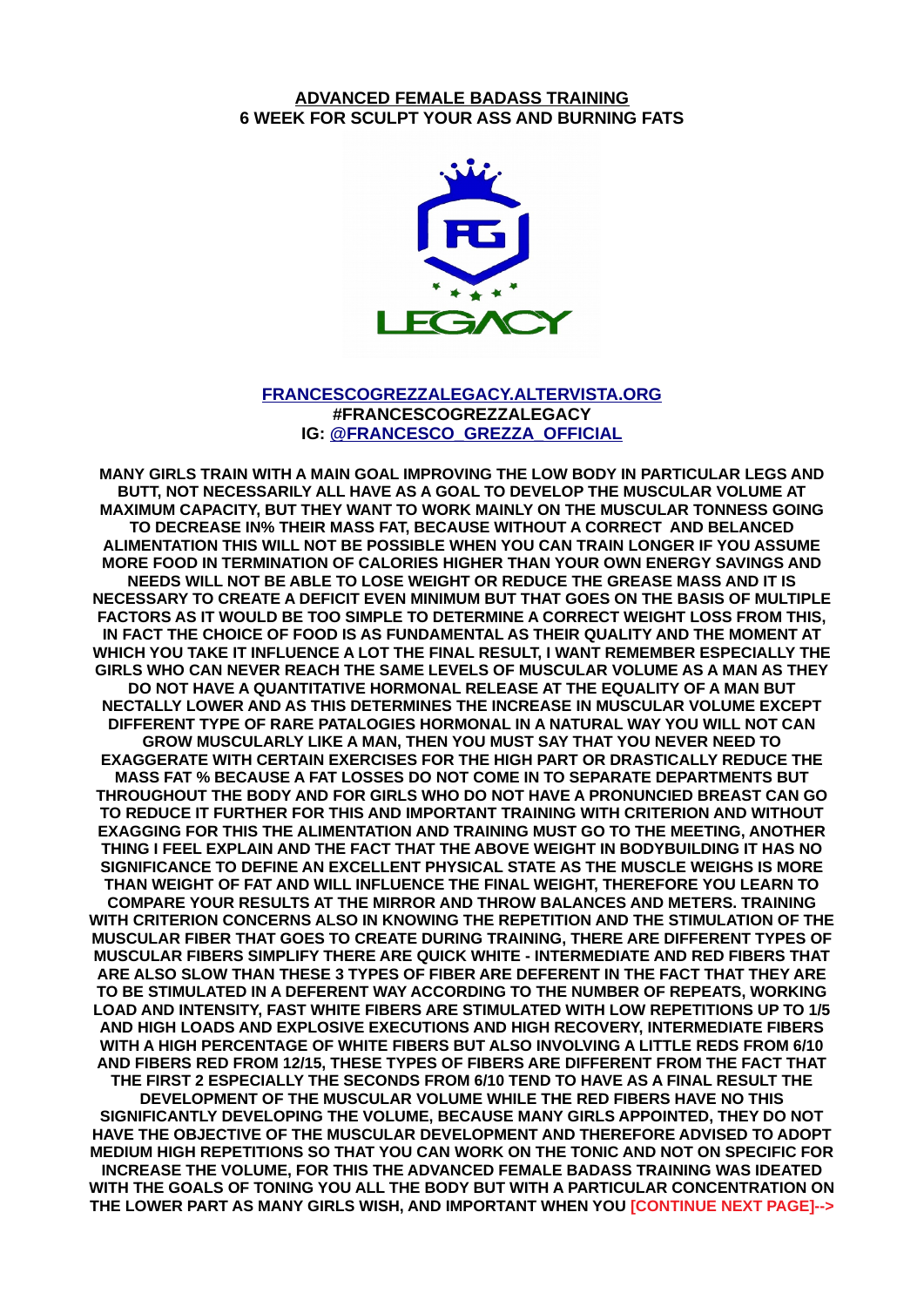**ADVANCED FEMALE BADASS TRAINING**
**6 WEEK FOR SCULPT YOUR ASS AND BURNING FATS**

**FRANCESCOGREZZALEGACY.ALTERVISTA.ORG**
**#FRANCESCOGREZZALEGACY**
**IG: @FRANCESCO_GREZZA_OFFICIAL**

**MANY GIRLS TRAIN WITH A MAIN GOAL IMPROVING THE LOW BODY IN PARTICULAR LEGS AND BUTT, NOT NECESSARILY ALL HAVE AS A GOAL TO DEVELOP THE MUSCULAR VOLUME AT MAXIMUM CAPACITY, BUT THEY WANT TO WORK MAINLY ON THE MUSCULAR TONNESS GOING TO DECREASE IN% THEIR MASS FAT, BECAUSE WITHOUT A CORRECT AND BELANCED ALIMENTATION THIS WILL NOT BE POSSIBLE WHEN YOU CAN TRAIN LONGER IF YOU ASSUME MORE FOOD IN TERMINATION OF CALORIES HIGHER THAN YOUR OWN ENERGY SAVINGS AND NEEDS WILL NOT BE ABLE TO LOSE WEIGHT OR REDUCE THE GREASE MASS AND IT IS NECESSARY TO CREATE A DEFICIT EVEN MINIMUM BUT THAT GOES ON THE BASIS OF MULTIPLE FACTORS AS IT WOULD BE TOO SIMPLE TO DETERMINE A CORRECT WEIGHT LOSS FROM THIS, IN FACT THE CHOICE OF FOOD IS AS FUNDAMENTAL AS THEIR QUALITY AND THE MOMENT AT WHICH YOU TAKE IT INFLUENCE A LOT THE FINAL RESULT, I WANT REMEMBER ESPECIALLY THE GIRLS WHO CAN NEVER REACH THE SAME LEVELS OF MUSCULAR VOLUME AS A MAN AS THEY DO NOT HAVE A QUANTITATIVE HORMONAL RELEASE AT THE EQUALITY OF A MAN BUT NECTALLY LOWER AND AS THIS DETERMINES THE INCREASE IN MUSCULAR VOLUME EXCEPT DIFFERENT TYPE OF RARE PATALOGIES HORMONAL IN A NATURAL WAY YOU WILL NOT CAN GROW MUSCULARLY LIKE A MAN, THEN YOU MUST SAY THAT YOU NEVER NEED TO EXAGGERATE WITH CERTAIN EXERCISES FOR THE HIGH PART OR DRASTICALLY REDUCE THE MASS FAT % BECAUSE A FAT LOSSES DO NOT COME IN TO SEPARATE DEPARTMENTS BUT THROUGHOUT THE BODY AND FOR GIRLS WHO DO NOT HAVE A PRONUNCIED BREAST CAN GO TO REDUCE IT FURTHER FOR THIS AND IMPORTANT TRAINING WITH CRITERION AND WITHOUT EXAGGING FOR THIS THE ALIMENTATION AND TRAINING MUST GO TO THE MEETING, ANOTHER THING I FEEL EXPLAIN AND THE FACT THAT THE ABOVE WEIGHT IN BODYBUILDING IT HAS NO SIGNIFICANCE TO DEFINE AN EXCELLENT PHYSICAL STATE AS THE MUSCLE WEIGHS IS MORE THAN WEIGHT OF FAT AND WILL INFLUENCE THE FINAL WEIGHT, THEREFORE YOU LEARN TO COMPARE YOUR RESULTS AT THE MIRROR AND THROW BALANCES AND METERS. TRAINING WITH CRITERION CONCERNS ALSO IN KNOWING THE REPETITION AND THE STIMULATION OF THE MUSCULAR FIBER THAT GOES TO CREATE DURING TRAINING, THERE ARE DIFFERENT TYPES OF MUSCULAR FIBERS SIMPLIFY THERE ARE QUICK WHITE - INTERMEDIATE AND RED FIBERS THAT ARE ALSO SLOW THAN THESE 3 TYPES OF FIBER ARE DEFERENT IN THE FACT THAT THEY ARE TO BE STIMULATED IN A DEFERENT WAY ACCORDING TO THE NUMBER OF REPEATS, WORKING LOAD AND INTENSITY, FAST WHITE FIBERS ARE STIMULATED WITH LOW REPETITIONS UP TO 1/5 AND HIGH LOADS AND EXPLOSIVE EXECUTIONS AND HIGH RECOVERY, INTERMEDIATE FIBERS WITH A HIGH PERCENTAGE OF WHITE FIBERS BUT ALSO INVOLVING A LITTLE REDS FROM 6/10 AND FIBERS RED FROM 12/15, THESE TYPES OF FIBERS ARE DIFFERENT FROM THE FACT THAT THE FIRST 2 ESPECIALLY THE SECONDS FROM 6/10 TEND TO HAVE AS A FINAL RESULT THE DEVELOPMENT OF THE MUSCULAR VOLUME WHILE THE RED FIBERS HAVE NO THIS SIGNIFICANTLY DEVELOPING THE VOLUME, BECAUSE MANY GIRLS APPOINTED, THEY DO NOT HAVE THE OBJECTIVE OF THE MUSCULAR DEVELOPMENT AND THEREFORE ADVISED TO ADOPT MEDIUM HIGH REPETITIONS SO THAT YOU CAN WORK ON THE TONIC AND NOT ON SPECIFIC FOR INCREASE THE VOLUME, FOR THIS THE ADVANCED FEMALE BADASS TRAINING WAS IDEATED WITH THE GOALS OF TONING YOU ALL THE BODY BUT WITH A PARTICULAR CONCENTRATION ON THE LOWER PART AS MANY GIRLS WISH, AND IMPORTANT WHEN YOU [CONTINUE NEXT PAGE]-->**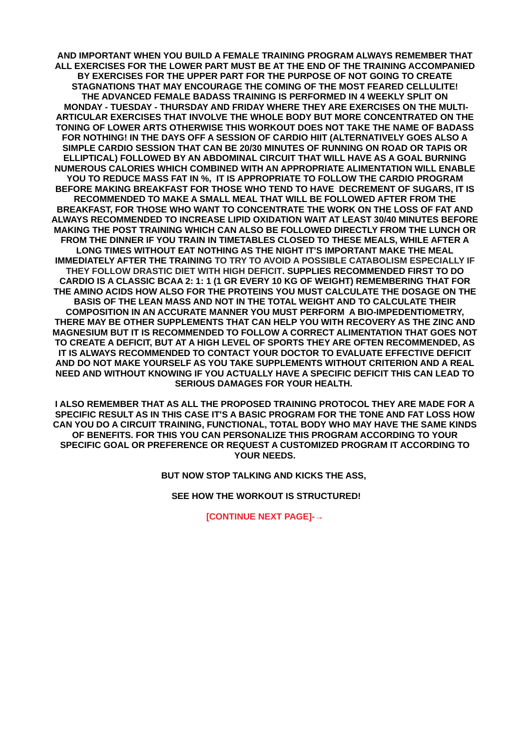**AND IMPORTANT WHEN YOU BUILD A FEMALE TRAINING PROGRAM ALWAYS REMEMBER THAT ALL EXERCISES FOR THE LOWER PART MUST BE AT THE END OF THE TRAINING ACCOMPANIED BY EXERCISES FOR THE UPPER PART FOR THE PURPOSE OF NOT GOING TO CREATE STAGNATIONS THAT MAY ENCOURAGE THE COMING OF THE MOST FEARED CELLULITE! THE ADVANCED FEMALE BADASS TRAINING IS PERFORMED IN 4 WEEKLY SPLIT ON MONDAY - TUESDAY - THURSDAY AND FRIDAY WHERE THEY ARE EXERCISES ON THE MULTI-ARTICULAR EXERCISES THAT INVOLVE THE WHOLE BODY BUT MORE CONCENTRATED ON THE TONING OF LOWER ARTS OTHERWISE THIS WORKOUT DOES NOT TAKE THE NAME OF BADASS FOR NOTHING! IN THE DAYS OFF A SESSION OF CARDIO HIIT (ALTERNATIVELY GOES ALSO A SIMPLE CARDIO SESSION THAT CAN BE 20/30 MINUTES OF RUNNING ON ROAD OR TAPIS OR ELLIPTICAL) FOLLOWED BY AN ABDOMINAL CIRCUIT THAT WILL HAVE AS A GOAL BURNING NUMEROUS CALORIES WHICH COMBINED WITH AN APPROPRIATE ALIMENTATION WILL ENABLE YOU TO REDUCE MASS FAT IN %, IT IS APPROPRIATE TO FOLLOW THE CARDIO PROGRAM BEFORE MAKING BREAKFAST FOR THOSE WHO TEND TO HAVE DECREMENT OF SUGARS, IT IS RECOMMENDED TO MAKE A SMALL MEAL THAT WILL BE FOLLOWED AFTER FROM THE BREAKFAST, FOR THOSE WHO WANT TO CONCENTRATE THE WORK ON THE LOSS OF FAT AND ALWAYS RECOMMENDED TO INCREASE LIPID OXIDATION WAIT AT LEAST 30/40 MINUTES BEFORE MAKING THE POST TRAINING WHICH CAN ALSO BE FOLLOWED DIRECTLY FROM THE LUNCH OR FROM THE DINNER IF YOU TRAIN IN TIMETABLES CLOSED TO THESE MEALS, WHILE AFTER A LONG TIMES WITHOUT EAT NOTHING AS THE NIGHT IT'S IMPORTANT MAKE THE MEAL IMMEDIATELY AFTER THE TRAINING TO TRY TO AVOID A POSSIBLE CATABOLISM ESPECIALLY IF THEY FOLLOW DRASTIC DIET WITH HIGH DEFICIT. SUPPLIES RECOMMENDED FIRST TO DO CARDIO IS A CLASSIC BCAA 2: 1: 1 (1 GR EVERY 10 KG OF WEIGHT) REMEMBERING THAT FOR THE AMINO ACIDS HOW ALSO FOR THE PROTEINS YOU MUST CALCULATE THE DOSAGE ON THE BASIS OF THE LEAN MASS AND NOT IN THE TOTAL WEIGHT AND TO CALCULATE THEIR COMPOSITION IN AN ACCURATE MANNER YOU MUST PERFORM A BIO-IMPEDENTIOMETRY, THERE MAY BE OTHER SUPPLEMENTS THAT CAN HELP YOU WITH RECOVERY AS THE ZINC AND MAGNESIUM BUT IT IS RECOMMENDED TO FOLLOW A CORRECT ALIMENTATION THAT GOES NOT TO CREATE A DEFICIT, BUT AT A HIGH LEVEL OF SPORTS THEY ARE OFTEN RECOMMENDED, AS IT IS ALWAYS RECOMMENDED TO CONTACT YOUR DOCTOR TO EVALUATE EFFECTIVE DEFICIT AND DO NOT MAKE YOURSELF AS YOU TAKE SUPPLEMENTS WITHOUT CRITERION AND A REAL NEED AND WITHOUT KNOWING IF YOU ACTUALLY HAVE A SPECIFIC DEFICIT THIS CAN LEAD TO SERIOUS DAMAGES FOR YOUR HEALTH.**

**I ALSO REMEMBER THAT AS ALL THE PROPOSED TRAINING PROTOCOL THEY ARE MADE FOR A SPECIFIC RESULT AS IN THIS CASE IT'S A BASIC PROGRAM FOR THE TONE AND FAT LOSS HOW CAN YOU DO A CIRCUIT TRAINING, FUNCTIONAL, TOTAL BODY WHO MAY HAVE THE SAME KINDS OF BENEFITS. FOR THIS YOU CAN PERSONALIZE THIS PROGRAM ACCORDING TO YOUR SPECIFIC GOAL OR PREFERENCE OR REQUEST A CUSTOMIZED PROGRAM IT ACCORDING TO YOUR NEEDS.**

**BUT NOW STOP TALKING AND KICKS THE ASS,**

**SEE HOW THE WORKOUT IS STRUCTURED!**

**[CONTINUE NEXT PAGE]-→**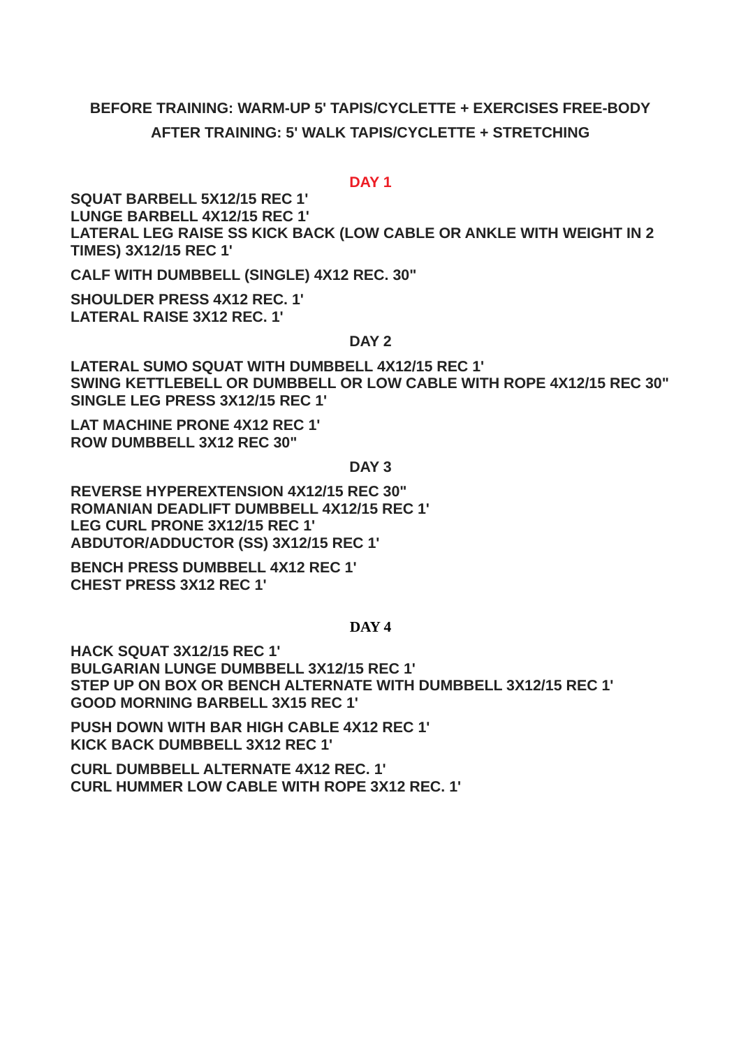**BEFORE TRAINING: WARM-UP 5' TAPIS/CYCLETTE + EXERCISES FREE-BODY**

**AFTER TRAINING: 5' WALK TAPIS/CYCLETTE + STRETCHING**

## DAY 1

**SQUAT BARBELL 5X12/15 REC 1'**
**LUNGE BARBELL 4X12/15 REC 1'**
**LATERAL LEG RAISE SS KICK BACK (LOW CABLE OR ANKLE WITH WEIGHT IN 2 TIMES) 3X12/15 REC 1'**

**CALF WITH DUMBBELL (SINGLE) 4X12 REC. 30"**

**SHOULDER PRESS 4X12 REC. 1'**
**LATERAL RAISE 3X12 REC. 1'**

## DAY 2

**LATERAL SUMO SQUAT WITH DUMBBELL 4X12/15 REC 1'**
**SWING KETTLEBELL OR DUMBBELL OR LOW CABLE WITH ROPE 4X12/15 REC 30"**
**SINGLE LEG PRESS 3X12/15 REC 1'**

**LAT MACHINE PRONE 4X12 REC 1'**
**ROW DUMBBELL 3X12 REC 30"**

## DAY 3

**REVERSE HYPEREXTENSION 4X12/15 REC 30"**
**ROMANIAN DEADLIFT DUMBBELL 4X12/15 REC 1'**
**LEG CURL PRONE 3X12/15 REC 1'**
**ABDUTOR/ADDUCTOR (SS) 3X12/15 REC 1'**

**BENCH PRESS DUMBBELL 4X12 REC 1'**
**CHEST PRESS 3X12 REC 1'**

## DAY 4

**HACK SQUAT 3X12/15 REC 1'**
**BULGARIAN LUNGE DUMBBELL 3X12/15 REC 1'**
**STEP UP ON BOX OR BENCH ALTERNATE WITH DUMBBELL 3X12/15 REC 1'**
**GOOD MORNING BARBELL 3X15 REC 1'**

**PUSH DOWN WITH BAR HIGH CABLE 4X12 REC 1'**
**KICK BACK DUMBBELL 3X12 REC 1'**

**CURL DUMBBELL ALTERNATE 4X12 REC. 1'**
**CURL HUMMER LOW CABLE WITH ROPE 3X12 REC. 1'**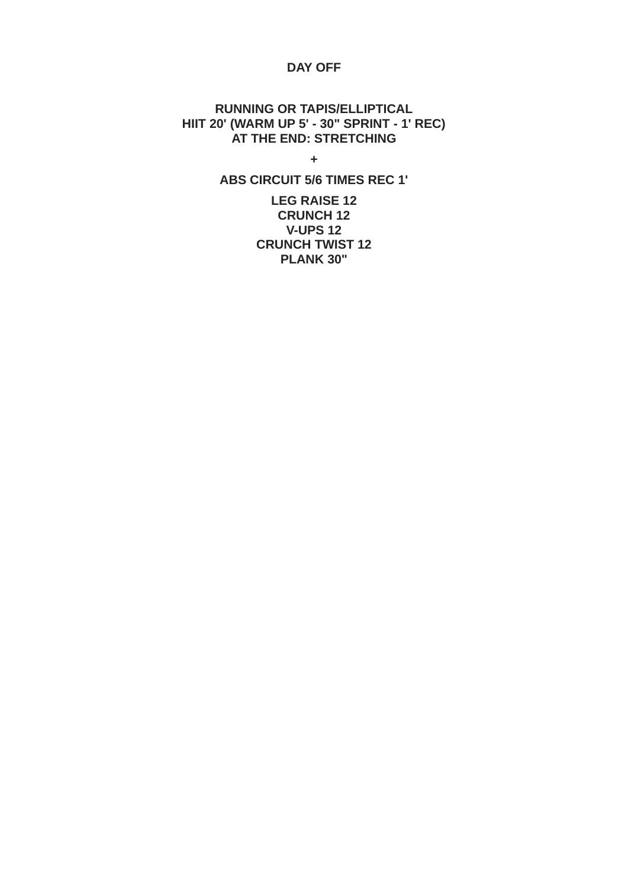**DAY OFF**

**RUNNING OR TAPIS/ELLIPTICAL**
**HIIT 20' (WARM UP 5' - 30" SPRINT - 1' REC)**
**AT THE END: STRETCHING**

**+**

**ABS CIRCUIT 5/6 TIMES REC 1'**

**LEG RAISE 12**
**CRUNCH 12**
**V-UPS 12**
**CRUNCH TWIST 12**
**PLANK 30"**